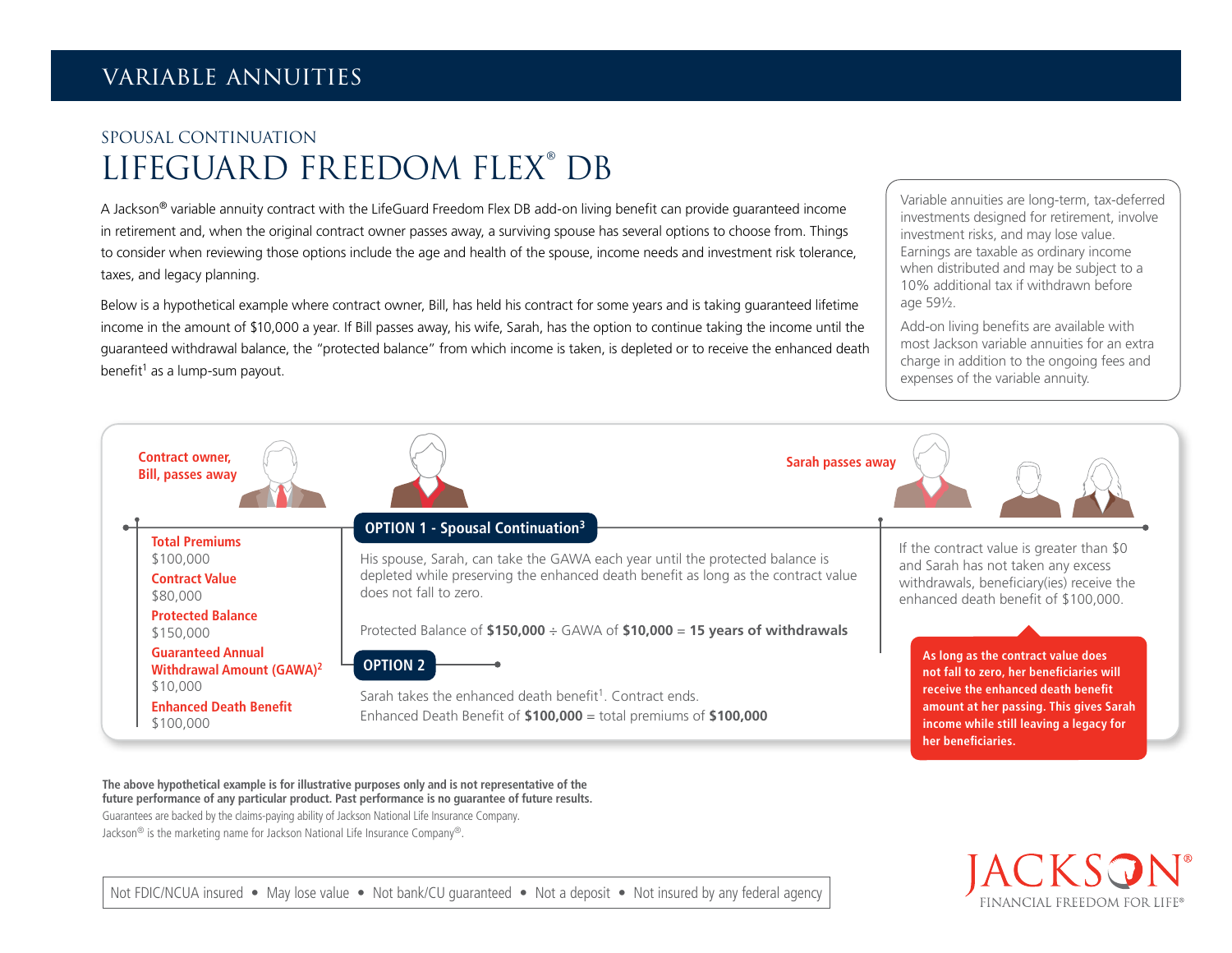# VARIABLE ANNUITIES

## SPOUSAL CONTINUATION

# LIFEGUARD FREEDOM FLEX® DB

A Jackson® variable annuity contract with the LifeGuard Freedom Flex DB add-on living benefit can provide guaranteed income in retirement and, when the original contract owner passes away, a surviving spouse has several options to choose from. Things to consider when reviewing those options include the age and health of the spouse, income needs and investment risk tolerance, taxes, and legacy planning.

Below is a hypothetical example where contract owner, Bill, has held his contract for some years and is taking guaranteed lifetime income in the amount of $10,000 a year. If Bill passes away, his wife, Sarah, has the option to continue taking the income until the guaranteed withdrawal balance, the "protected balance" from which income is taken, is depleted or to receive the enhanced death benefit[1] as a lump-sum payout.

Variable annuities are long-term, tax-deferred investments designed for retirement, involve investment risks, and may lose value. Earnings are taxable as ordinary income when distributed and may be subject to a 10% additional tax if withdrawn before age 59½.

Add-on living benefits are available with most Jackson variable annuities for an extra charge in addition to the ongoing fees and expenses of the variable annuity.

**Contract owner, Bill, passes away**

**Total Premiums**
$100,000

**Contract Value**
$80,000

**Protected Balance**
$150,000

**Guaranteed Annual Withdrawal Amount (GAWA)[2]**
$10,000

**Enhanced Death Benefit**
$100,000

**OPTION 1 - Spousal Continuation[3]**

His spouse, Sarah, can take the GAWA each year until the protected balance is depleted while preserving the enhanced death benefit as long as the contract value does not fall to zero.

Protected Balance of **$150,000** ÷ GAWA of **$10,000** = **15 years of withdrawals**

**Sarah passes away**

If the contract value is greater than $0 and Sarah has not taken any excess withdrawals, beneficiary(ies) receive the enhanced death benefit of $100,000.

**As long as the contract value does not fall to zero, her beneficiaries will receive the enhanced death benefit amount at her passing. This gives Sarah income while still leaving a legacy for her beneficiaries.**

**OPTION 2**

Sarah takes the enhanced death benefit[1]. Contract ends.
Enhanced Death Benefit of **$100,000** = total premiums of **$100,000**

**The above hypothetical example is for illustrative purposes only and is not representative of the future performance of any particular product. Past performance is no guarantee of future results.**

Guarantees are backed by the claims-paying ability of Jackson National Life Insurance Company.

Jackson® is the marketing name for Jackson National Life Insurance Company®.

Not FDIC/NCUA insured • May lose value • Not bank/CU guaranteed • Not a deposit • Not insured by any federal agency

JACKSON® FINANCIAL FREEDOM FOR LIFE®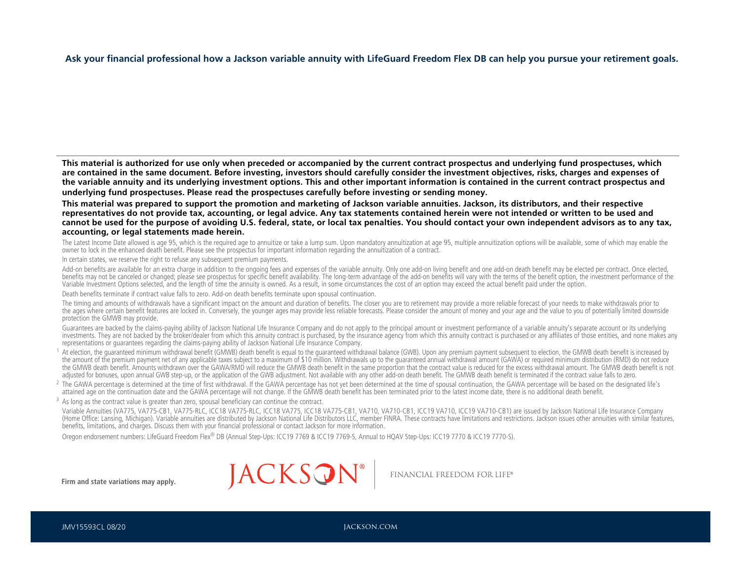**Ask your financial professional how a Jackson variable annuity with LifeGuard Freedom Flex DB can help you pursue your retirement goals.**

**This material is authorized for use only when preceded or accompanied by the current contract prospectus and underlying fund prospectuses, which are contained in the same document. Before investing, investors should carefully consider the investment objectives, risks, charges and expenses of the variable annuity and its underlying investment options. This and other important information is contained in the current contract prospectus and underlying fund prospectuses. Please read the prospectuses carefully before investing or sending money.**

**This material was prepared to support the promotion and marketing of Jackson variable annuities. Jackson, its distributors, and their respective representatives do not provide tax, accounting, or legal advice. Any tax statements contained herein were not intended or written to be used and cannot be used for the purpose of avoiding U.S. federal, state, or local tax penalties. You should contact your own independent advisors as to any tax, accounting, or legal statements made herein.**

The Latest Income Date allowed is age 95, which is the required age to annuitize or take a lump sum. Upon mandatory annuitization at age 95, multiple annuitization options will be available, some of which may enable the owner to lock in the enhanced death benefit. Please see the prospectus for important information regarding the annuitization of a contract.

In certain states, we reserve the right to refuse any subsequent premium payments.

Add-on benefits are available for an extra charge in addition to the ongoing fees and expenses of the variable annuity. Only one add-on living benefit and one add-on death benefit may be elected per contract. Once elected, benefits may not be canceled or changed; please see prospectus for specific benefit availability. The long-term advantage of the add-on benefits will vary with the terms of the benefit option, the investment performance of the Variable Investment Options selected, and the length of time the annuity is owned. As a result, in some circumstances the cost of an option may exceed the actual benefit paid under the option.

Death benefits terminate if contract value falls to zero. Add-on death benefits terminate upon spousal continuation.

The timing and amounts of withdrawals have a significant impact on the amount and duration of benefits. The closer you are to retirement may provide a more reliable forecast of your needs to make withdrawals prior to the ages where certain benefit features are locked in. Conversely, the younger ages may provide less reliable forecasts. Please consider the amount of money and your age and the value to you of potentially limited downside protection the GMWB may provide.

Guarantees are backed by the claims-paying ability of Jackson National Life Insurance Company and do not apply to the principal amount or investment performance of a variable annuity's separate account or its underlying investments. They are not backed by the broker/dealer from which this annuity contract is purchased, by the insurance agency from which this annuity contract is purchased or any affiliates of those entities, and none makes any representations or guarantees regarding the claims-paying ability of Jackson National Life Insurance Company.

[1] At election, the guaranteed minimum withdrawal benefit (GMWB) death benefit is equal to the guaranteed withdrawal balance (GWB). Upon any premium payment subsequent to election, the GMWB death benefit is increased by the amount of the premium payment net of any applicable taxes subject to a maximum of $10 million. Withdrawals up to the guaranteed annual withdrawal amount (GAWA) or required minimum distribution (RMD) do not reduce the GMWB death benefit. Amounts withdrawn over the GAWA/RMD will reduce the GMWB death benefit in the same proportion that the contract value is reduced for the excess withdrawal amount. The GMWB death benefit is not adjusted for bonuses, upon annual GWB step-up, or the application of the GWB adjustment. Not available with any other add-on death benefit. The GMWB death benefit is terminated if the contract value falls to zero.

[2] The GAWA percentage is determined at the time of first withdrawal. If the GAWA percentage has not yet been determined at the time of spousal continuation, the GAWA percentage will be based on the designated life's attained age on the continuation date and the GAWA percentage will not change. If the GMWB death benefit has been terminated prior to the latest income date, there is no additional death benefit.

[3] As long as the contract value is greater than zero, spousal beneficiary can continue the contract.

Variable Annuities (VA775, VA775-CB1, VA775-RLC, ICC18 VA775-RLC, ICC18 VA775, ICC18 VA775-CB1, VA710, VA710-CB1, ICC19 VA710, ICC19 VA710-CB1) are issued by Jackson National Life Insurance Company (Home Office: Lansing, Michigan). Variable annuities are distributed by Jackson National Life Distributors LLC, member FINRA. These contracts have limitations and restrictions. Jackson issues other annuities with similar features, benefits, limitations, and charges. Discuss them with your financial professional or contact Jackson for more information.

Oregon endorsement numbers: LifeGuard Freedom Flex® DB (Annual Step-Ups: ICC19 7769 & ICC19 7769-S, Annual to HQAV Step-Ups: ICC19 7770 & ICC19 7770-S).

**Firm and state variations may apply.**

JACKSON® | FINANCIAL FREEDOM FOR LIFE®

JMV15593CL 08/20

JACKSON.COM